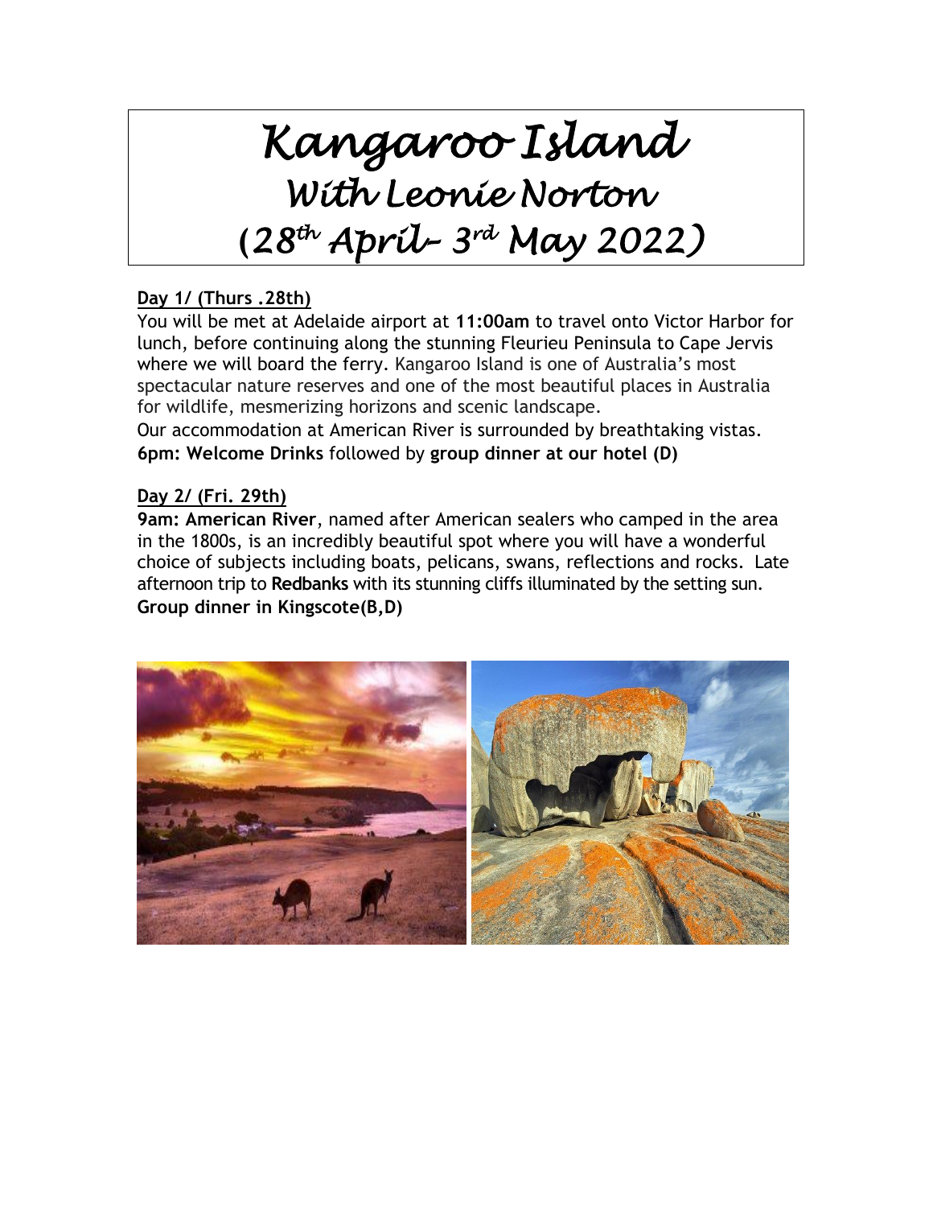# Kangaroo Island
## With Leonie Norton
## (28th April– 3rd May 2022)

**Day 1/ (Thurs .28th)**

You will be met at Adelaide airport at **11:00am** to travel onto Victor Harbor for lunch, before continuing along the stunning Fleurieu Peninsula to Cape Jervis where we will board the ferry. Kangaroo Island is one of Australia's most spectacular nature reserves and one of the most beautiful places in Australia for wildlife, mesmerizing horizons and scenic landscape.

Our accommodation at American River is surrounded by breathtaking vistas.

**6pm: Welcome Drinks** followed by **group dinner at our hotel (D)**

**Day 2/ (Fri. 29th)**

**9am: American River**, named after American sealers who camped in the area in the 1800s, is an incredibly beautiful spot where you will have a wonderful choice of subjects including boats, pelicans, swans, reflections and rocks. Late afternoon trip to **Redbanks** with its stunning cliffs illuminated by the setting sun.

**Group dinner in Kingscote(B,D)**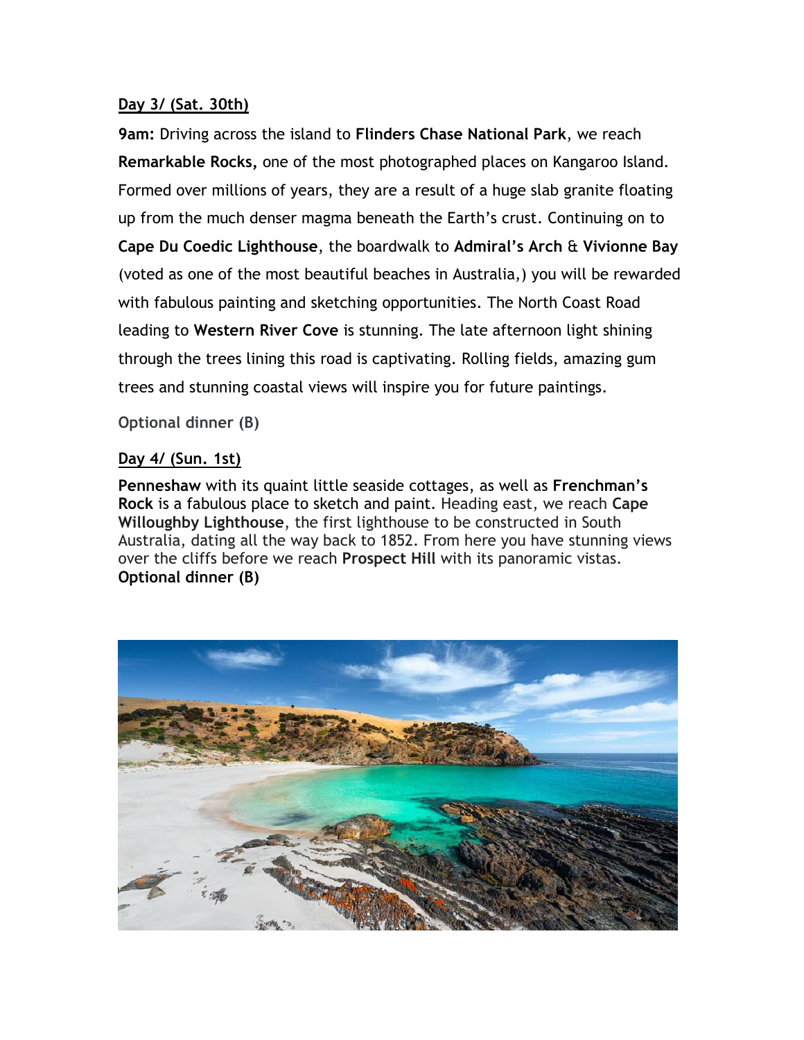**Day 3/ (Sat. 30th)**

**9am:** Driving across the island to **Flinders Chase National Park**, we reach **Remarkable Rocks,** one of the most photographed places on Kangaroo Island. Formed over millions of years, they are a result of a huge slab granite floating up from the much denser magma beneath the Earth's crust. Continuing on to **Cape Du Coedic Lighthouse**, the boardwalk to **Admiral's Arch** & **Vivionne Bay** (voted as one of the most beautiful beaches in Australia,) you will be rewarded with fabulous painting and sketching opportunities. The North Coast Road leading to **Western River Cove** is stunning. The late afternoon light shining through the trees lining this road is captivating. Rolling fields, amazing gum trees and stunning coastal views will inspire you for future paintings.

**Optional dinner (B)**

**Day 4/ (Sun. 1st)**

**Penneshaw** with its quaint little seaside cottages, as well as **Frenchman's Rock** is a fabulous place to sketch and paint. Heading east, we reach **Cape Willoughby Lighthouse**, the first lighthouse to be constructed in South Australia, dating all the way back to 1852. From here you have stunning views over the cliffs before we reach **Prospect Hill** with its panoramic vistas.
**Optional dinner (B)**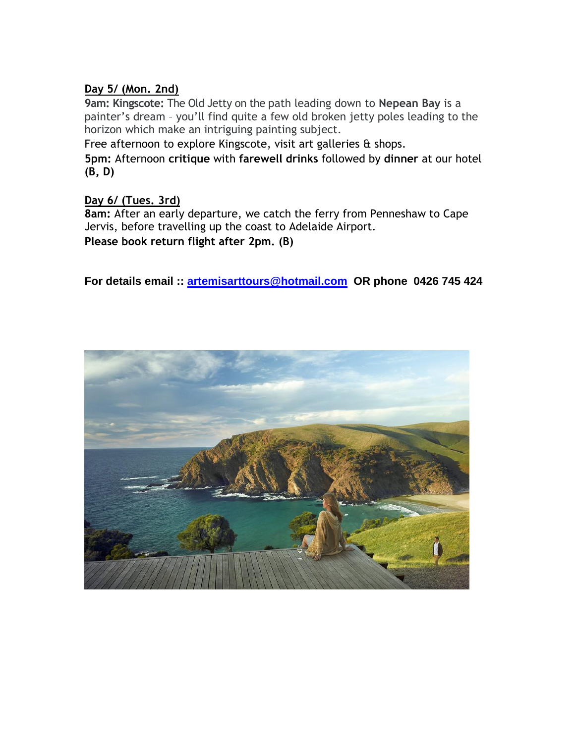**Day 5/ (Mon. 2nd)**

**9am: Kingscote:** The Old Jetty on the path leading down to **Nepean Bay** is a painter's dream – you'll find quite a few old broken jetty poles leading to the horizon which make an intriguing painting subject.

Free afternoon to explore Kingscote, visit art galleries & shops.

**5pm:** Afternoon **critique** with **farewell drinks** followed by **dinner** at our hotel **(B, D)**

**Day 6/ (Tues. 3rd)**

**8am:** After an early departure, we catch the ferry from Penneshaw to Cape Jervis, before travelling up the coast to Adelaide Airport.

**Please book return flight after 2pm. (B)**

**For details email :: [artemisarttours@hotmail.com](mailto:artemisarttours@hotmail.com) OR phone 0426 745 424**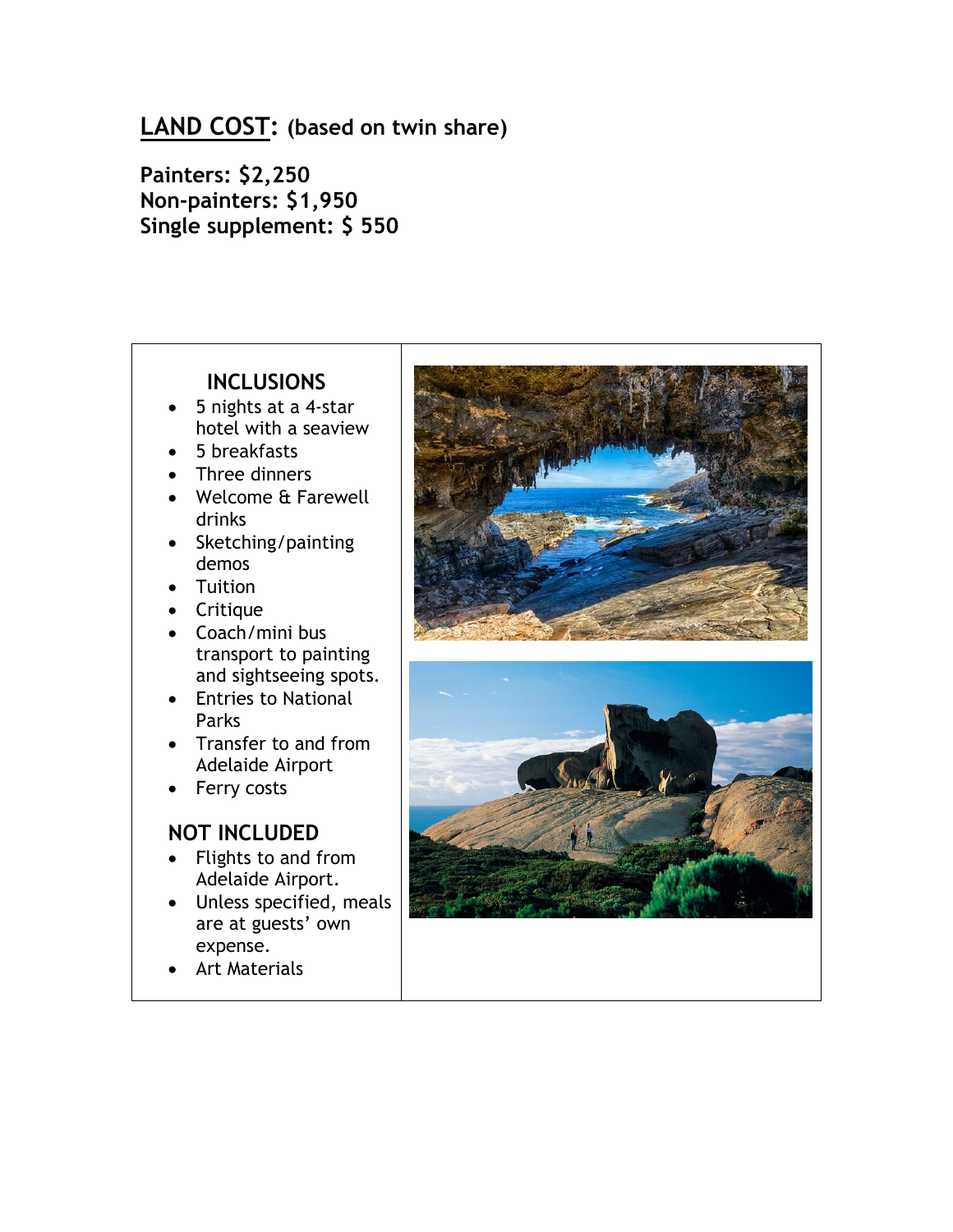## **LAND COST: (based on twin share)**

**Painters: $2,250**
**Non-painters: $1,950**
**Single supplement: $ 550**

### INCLUSIONS

- 5 nights at a 4-star hotel with a seaview
- 5 breakfasts
- Three dinners
- Welcome & Farewell drinks
- Sketching/painting demos
- Tuition
- Critique
- Coach/mini bus transport to painting and sightseeing spots.
- Entries to National Parks
- Transfer to and from Adelaide Airport
- Ferry costs

### NOT INCLUDED

- Flights to and from Adelaide Airport.
- Unless specified, meals are at guests' own expense.
- Art Materials